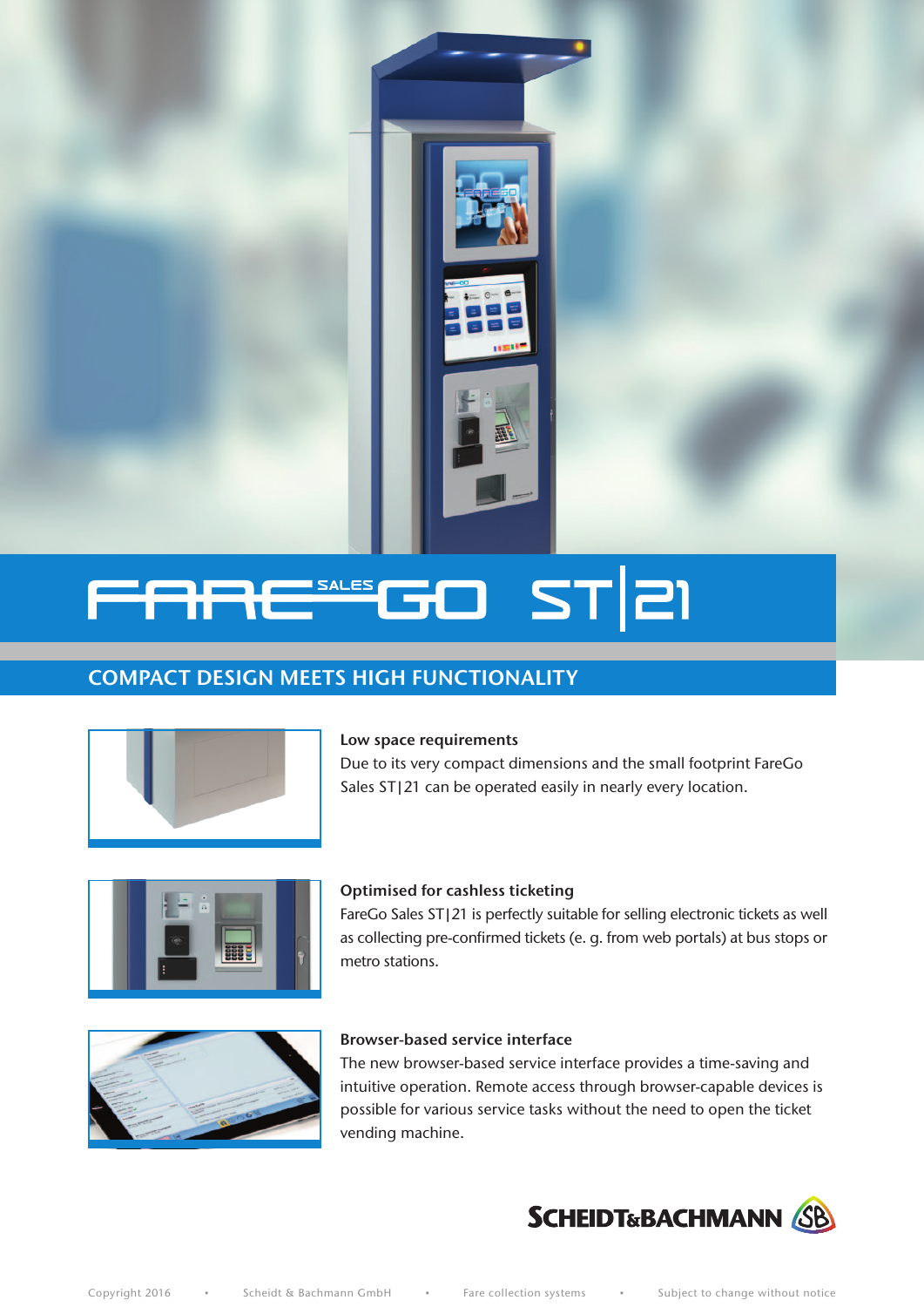# FARE SALES GO ST|21

## COMPACT DESIGN MEETS HIGH FUNCTIONALITY

**Low space requirements**

Due to its very compact dimensions and the small footprint FareGo Sales ST|21 can be operated easily in nearly every location.

**Optimised for cashless ticketing**

FareGo Sales ST|21 is perfectly suitable for selling electronic tickets as well as collecting pre-confirmed tickets (e. g. from web portals) at bus stops or metro stations.

**Browser-based service interface**

The new browser-based service interface provides a time-saving and intuitive operation. Remote access through browser-capable devices is possible for various service tasks without the need to open the ticket vending machine.

SCHEIDT&BACHMANN

Copyright 2016 • Scheidt & Bachmann GmbH • Fare collection systems • Subject to change without notice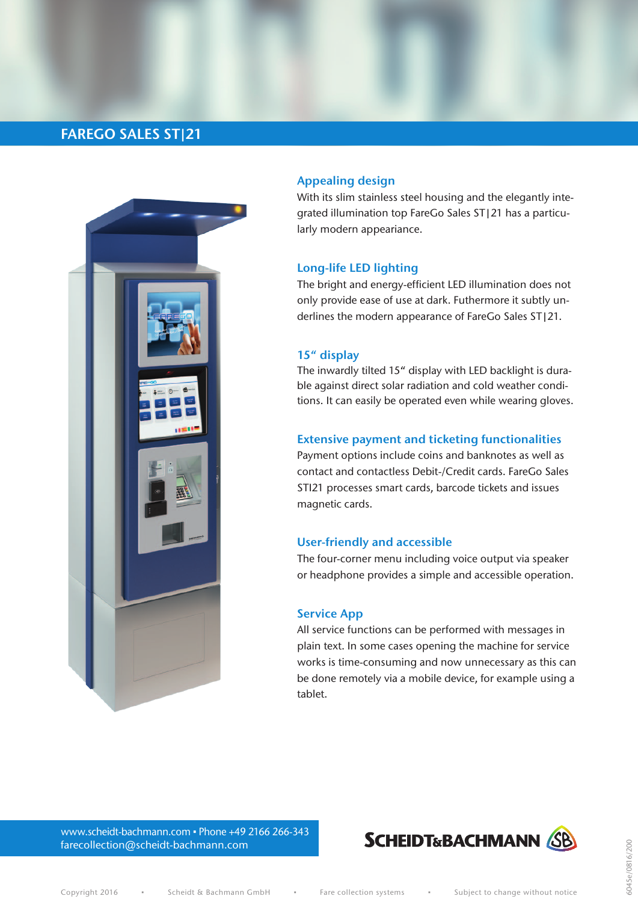# FAREGO SALES ST|21

## Appealing design

With its slim stainless steel housing and the elegantly integrated illumination top FareGo Sales ST|21 has a particularly modern appearance.

## Long-life LED lighting

The bright and energy-efficient LED illumination does not only provide ease of use at dark. Futhermore it subtly underlines the modern appearance of FareGo Sales ST|21.

## 15“ display

The inwardly tilted 15“ display with LED backlight is durable against direct solar radiation and cold weather conditions. It can easily be operated even while wearing gloves.

## Extensive payment and ticketing functionalities

Payment options include coins and banknotes as well as contact and contactless Debit-/Credit cards. FareGo Sales STI21 processes smart cards, barcode tickets and issues magnetic cards.

## User-friendly and accessible

The four-corner menu including voice output via speaker or headphone provides a simple and accessible operation.

## Service App

All service functions can be performed with messages in plain text. In some cases opening the machine for service works is time-consuming and now unnecessary as this can be done remotely via a mobile device, for example using a tablet.

www.scheidt-bachmann.com • Phone +49 2166 266-343
farecollection@scheidt-bachmann.com

SCHEIDT&BACHMANN

Copyright 2016 • Scheidt & Bachmann GmbH • Fare collection systems • Subject to change without notice

6045e/0816/200